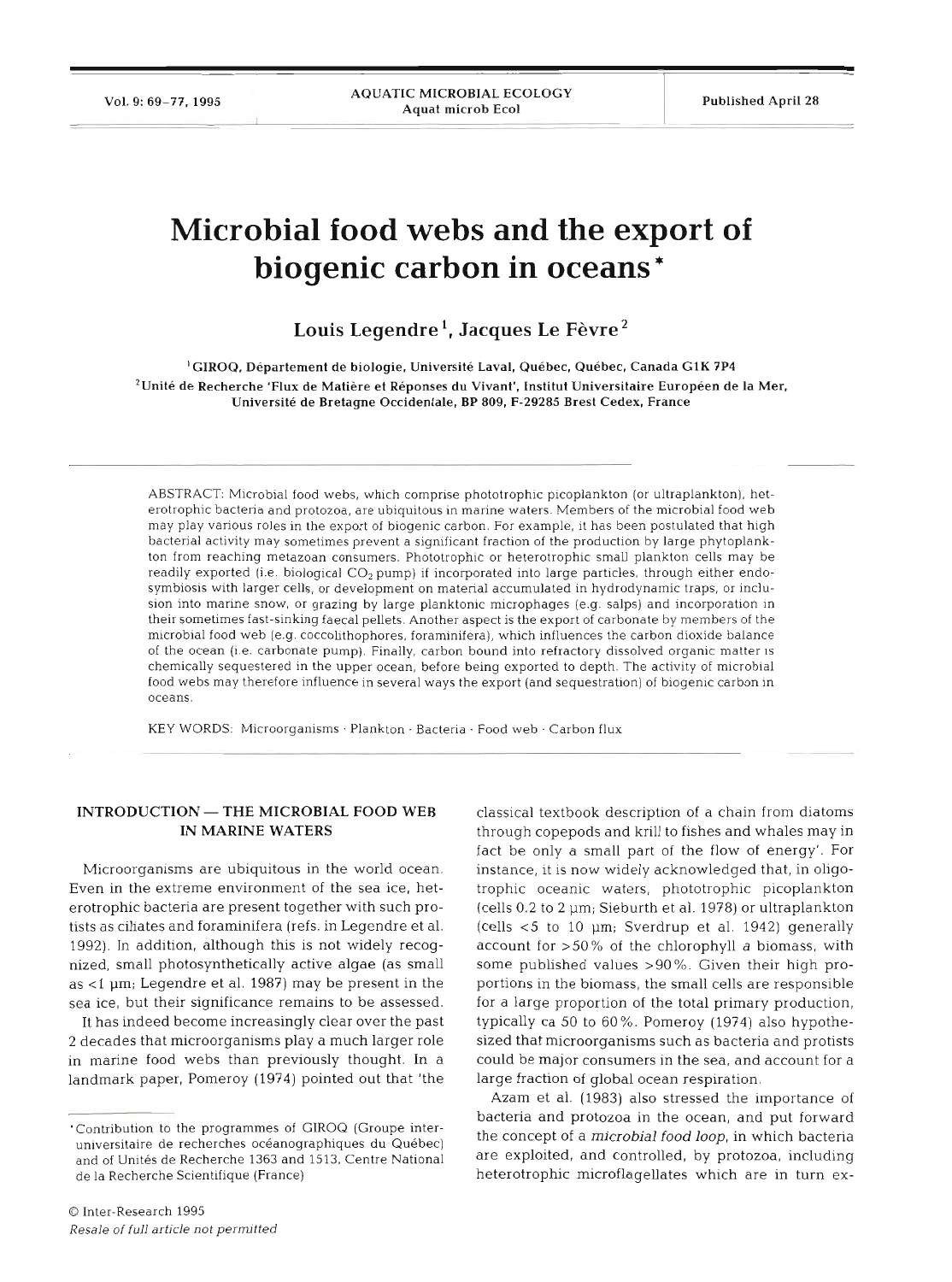# Microbial food webs and the export of biogenic carbon in oceans*

**Louis Legendre[1], Jacques Le Fèvre[2]**

[1]GIROQ, Département de biologie, Université Laval, Québec, Québec, Canada G1K 7P4

[2]Unité de Recherche 'Flux de Matière et Réponses du Vivant', Institut Universitaire Européen de la Mer, Université de Bretagne Occidentale, BP 809, F-29285 Brest Cedex, France

ABSTRACT: Microbial food webs, which comprise phototrophic picoplankton (or ultraplankton), heterotrophic bacteria and protozoa, are ubiquitous in marine waters. Members of the microbial food web may play various roles in the export of biogenic carbon. For example, it has been postulated that high bacterial activity may sometimes prevent a significant fraction of the production by large phytoplankton from reaching metazoan consumers. Phototrophic or heterotrophic small plankton cells may be readily exported (i.e. biological $CO_2$ pump) if incorporated into large particles, through either endosymbiosis with larger cells, or development on material accumulated in hydrodynamic traps, or inclusion into marine snow, or grazing by large planktonic microphages (e.g. salps) and incorporation in their sometimes fast-sinking faecal pellets. Another aspect is the export of carbonate by members of the microbial food web (e.g. coccolithophores, foraminifera), which influences the carbon dioxide balance of the ocean (i.e. carbonate pump). Finally, carbon bound into refractory dissolved organic matter is chemically sequestered in the upper ocean, before being exported to depth. The activity of microbial food webs may therefore influence in several ways the export (and sequestration) of biogenic carbon in oceans.

KEY WORDS: Microorganisms · Plankton · Bacteria · Food web · Carbon flux

## INTRODUCTION — THE MICROBIAL FOOD WEB IN MARINE WATERS

Microorganisms are ubiquitous in the world ocean. Even in the extreme environment of the sea ice, heterotrophic bacteria are present together with such protists as ciliates and foraminifera (refs. in Legendre et al. 1992). In addition, although this is not widely recognized, small photosynthetically active algae (as small as <1 µm; Legendre et al. 1987) may be present in the sea ice, but their significance remains to be assessed.

It has indeed become increasingly clear over the past 2 decades that microorganisms play a much larger role in marine food webs than previously thought. In a landmark paper, Pomeroy (1974) pointed out that 'the classical textbook description of a chain from diatoms through copepods and krill to fishes and whales may in fact be only a small part of the flow of energy'. For instance, it is now widely acknowledged that, in oligotrophic oceanic waters, phototrophic picoplankton (cells 0.2 to 2 µm; Sieburth et al. 1978) or ultraplankton (cells <5 to 10 µm; Sverdrup et al. 1942) generally account for >50% of the chlorophyll *a* biomass, with some published values >90%. Given their high proportions in the biomass, the small cells are responsible for a large proportion of the total primary production, typically ca 50 to 60%. Pomeroy (1974) also hypothesized that microorganisms such as bacteria and protists could be major consumers in the sea, and account for a large fraction of global ocean respiration.

Azam et al. (1983) also stressed the importance of bacteria and protozoa in the ocean, and put forward the concept of a *microbial food loop*, in which bacteria are exploited, and controlled, by protozoa, including heterotrophic microflagellates which are in turn ex-

*Contribution to the programmes of GIROQ (Groupe interuniversitaire de recherches océanographiques du Québec) and of Unités de Recherche 1363 and 1513, Centre National de la Recherche Scientifique (France)

© Inter-Research 1995
*Resale of full article not permitted*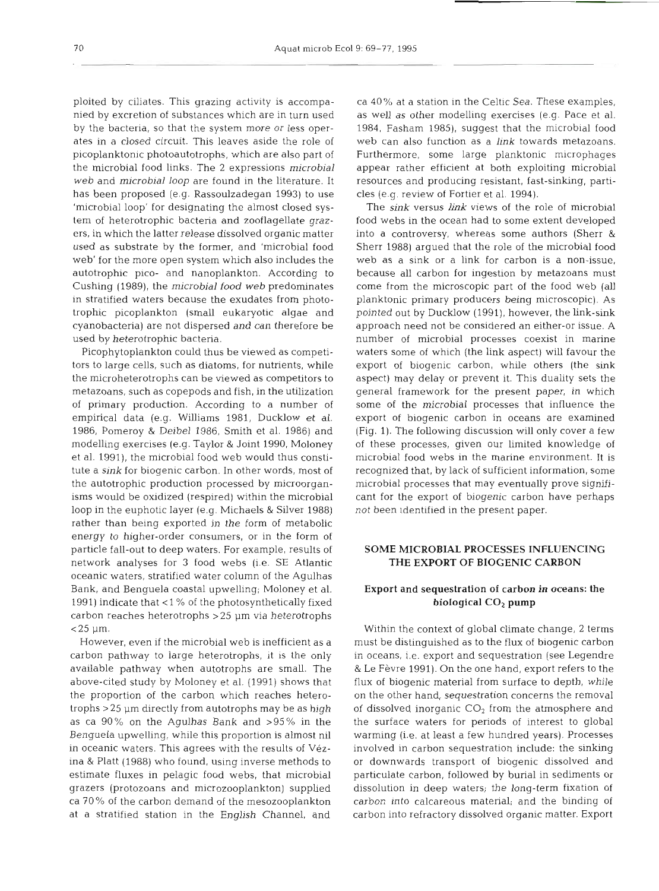ploited by ciliates. This grazing activity is accompanied by excretion of substances which are in turn used by the bacteria, so that the system more or less operates in a closed circuit. This leaves aside the role of picoplanktonic photoautotrophs, which are also part of the microbial food links. The 2 expressions *microbial web* and *microbial loop* are found in the literature. It has been proposed (e.g. Rassoulzadegan 1993) to use 'microbial loop' for designating the almost closed system of heterotrophic bacteria and zooflagellate grazers, in which the latter release dissolved organic matter used as substrate by the former, and 'microbial food web' for the more open system which also includes the autotrophic pico- and nanoplankton. According to Cushing (1989), the *microbial food web* predominates in stratified waters because the exudates from phototrophic picoplankton (small eukaryotic algae and cyanobacteria) are not dispersed and can therefore be used by heterotrophic bacteria.

Picophytoplankton could thus be viewed as competitors to large cells, such as diatoms, for nutrients, while the microheterotrophs can be viewed as competitors to metazoans, such as copepods and fish, in the utilization of primary production. According to a number of empirical data (e.g. Williams 1981, Ducklow et al. 1986, Pomeroy & Deibel 1986, Smith et al. 1986) and modelling exercises (e.g. Taylor & Joint 1990, Moloney et al. 1991), the microbial food web would thus constitute a *sink* for biogenic carbon. In other words, most of the autotrophic production processed by microorganisms would be oxidized (respired) within the microbial loop in the euphotic layer (e.g. Michaels & Silver 1988) rather than being exported in the form of metabolic energy to higher-order consumers, or in the form of particle fall-out to deep waters. For example, results of network analyses for 3 food webs (i.e. SE Atlantic oceanic waters, stratified water column of the Agulhas Bank, and Benguela coastal upwelling; Moloney et al. 1991) indicate that <1 % of the photosynthetically fixed carbon reaches heterotrophs >25 µm via heterotrophs <25 µm.

However, even if the microbial web is inefficient as a carbon pathway to large heterotrophs, it is the only available pathway when autotrophs are small. The above-cited study by Moloney et al. (1991) shows that the proportion of the carbon which reaches heterotrophs >25 µm directly from autotrophs may be as high as ca 90% on the Agulhas Bank and >95% in the Benguela upwelling, while this proportion is almost nil in oceanic waters. This agrees with the results of Vézina & Platt (1988) who found, using inverse methods to estimate fluxes in pelagic food webs, that microbial grazers (protozoans and microzooplankton) supplied ca 70% of the carbon demand of the mesozooplankton at a stratified station in the English Channel, and ca 40% at a station in the Celtic Sea. These examples, as well as other modelling exercises (e.g. Pace et al. 1984, Fasham 1985), suggest that the microbial food web can also function as a *link* towards metazoans. Furthermore, some large planktonic microphages appear rather efficient at both exploiting microbial resources and producing resistant, fast-sinking, particles (e.g. review of Fortier et al. 1994).

The *sink* versus *link* views of the role of microbial food webs in the ocean had to some extent developed into a controversy, whereas some authors (Sherr & Sherr 1988) argued that the role of the microbial food web as a sink or a link for carbon is a non-issue, because all carbon for ingestion by metazoans must come from the microscopic part of the food web (all planktonic primary producers being microscopic). As pointed out by Ducklow (1991), however, the link-sink approach need not be considered an either-or issue. A number of microbial processes coexist in marine waters some of which (the link aspect) will favour the export of biogenic carbon, while others (the sink aspect) may delay or prevent it. This duality sets the general framework for the present paper, in which some of the microbial processes that influence the export of biogenic carbon in oceans are examined (Fig. 1). The following discussion will only cover a few of these processes, given our limited knowledge of microbial food webs in the marine environment. It is recognized that, by lack of sufficient information, some microbial processes that may eventually prove significant for the export of biogenic carbon have perhaps not been identified in the present paper.

## SOME MICROBIAL PROCESSES INFLUENCING THE EXPORT OF BIOGENIC CARBON

### Export and sequestration of carbon in oceans: the biological $CO_2$ pump

Within the context of global climate change, 2 terms must be distinguished as to the flux of biogenic carbon in oceans, i.e. export and sequestration (see Legendre & Le Fèvre 1991). On the one hand, export refers to the flux of biogenic material from surface to depth, while on the other hand, sequestration concerns the removal of dissolved inorganic $CO_2$ from the atmosphere and the surface waters for periods of interest to global warming (i.e. at least a few hundred years). Processes involved in carbon sequestration include: the sinking or downwards transport of biogenic dissolved and particulate carbon, followed by burial in sediments or dissolution in deep waters; the long-term fixation of carbon into calcareous material; and the binding of carbon into refractory dissolved organic matter. Export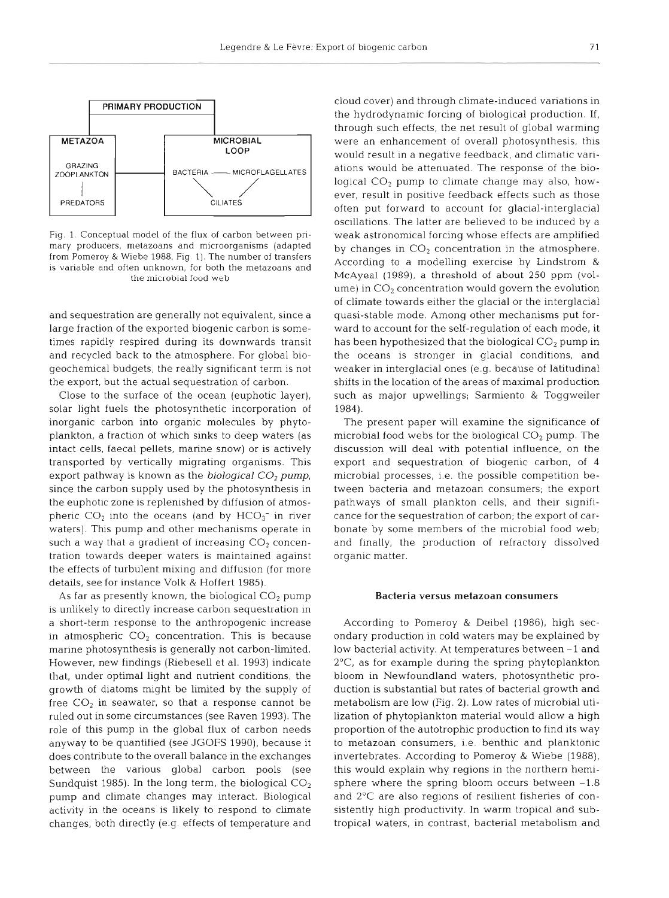PRIMARY PRODUCTION

METAZOA: GRAZING ZOOPLANKTON — PREDATORS

MICROBIAL LOOP: BACTERIA — MICROFLAGELLATES — CILIATES

Fig. 1. Conceptual model of the flux of carbon between primary producers, metazoans and microorganisms (adapted from Pomeroy & Wiebe 1988, Fig. 1). The number of transfers is variable and often unknown, for both the metazoans and the microbial food web

and sequestration are generally not equivalent, since a large fraction of the exported biogenic carbon is sometimes rapidly respired during its downwards transit and recycled back to the atmosphere. For global biogeochemical budgets, the really significant term is not the export, but the actual sequestration of carbon.

Close to the surface of the ocean (euphotic layer), solar light fuels the photosynthetic incorporation of inorganic carbon into organic molecules by phytoplankton, a fraction of which sinks to deep waters (as intact cells, faecal pellets, marine snow) or is actively transported by vertically migrating organisms. This export pathway is known as the *biological $CO_2$ pump*, since the carbon supply used by the photosynthesis in the euphotic zone is replenished by diffusion of atmospheric $CO_2$ into the oceans (and by $HCO_3^-$ in river waters). This pump and other mechanisms operate in such a way that a gradient of increasing $CO_2$ concentration towards deeper waters is maintained against the effects of turbulent mixing and diffusion (for more details, see for instance Volk & Hoffert 1985).

As far as presently known, the biological $CO_2$ pump is unlikely to directly increase carbon sequestration in a short-term response to the anthropogenic increase in atmospheric $CO_2$ concentration. This is because marine photosynthesis is generally not carbon-limited. However, new findings (Riebesell et al. 1993) indicate that, under optimal light and nutrient conditions, the growth of diatoms might be limited by the supply of free $CO_2$ in seawater, so that a response cannot be ruled out in some circumstances (see Raven 1993). The role of this pump in the global flux of carbon needs anyway to be quantified (see JGOFS 1990), because it does contribute to the overall balance in the exchanges between the various global carbon pools (see Sundquist 1985). In the long term, the biological $CO_2$ pump and climate changes may interact. Biological activity in the oceans is likely to respond to climate changes, both directly (e.g. effects of temperature and cloud cover) and through climate-induced variations in the hydrodynamic forcing of biological production. If, through such effects, the net result of global warming were an enhancement of overall photosynthesis, this would result in a negative feedback, and climatic variations would be attenuated. The response of the biological $CO_2$ pump to climate change may also, however, result in positive feedback effects such as those often put forward to account for glacial-interglacial oscillations. The latter are believed to be induced by a weak astronomical forcing whose effects are amplified by changes in $CO_2$ concentration in the atmosphere. According to a modelling exercise by Lindstrom & McAyeal (1989), a threshold of about 250 ppm (volume) in $CO_2$ concentration would govern the evolution of climate towards either the glacial or the interglacial quasi-stable mode. Among other mechanisms put forward to account for the self-regulation of each mode, it has been hypothesized that the biological $CO_2$ pump in the oceans is stronger in glacial conditions, and weaker in interglacial ones (e.g. because of latitudinal shifts in the location of the areas of maximal production such as major upwellings; Sarmiento & Toggweiler 1984).

The present paper will examine the significance of microbial food webs for the biological $CO_2$ pump. The discussion will deal with potential influence, on the export and sequestration of biogenic carbon, of 4 microbial processes, i.e. the possible competition between bacteria and metazoan consumers; the export pathways of small plankton cells, and their significance for the sequestration of carbon; the export of carbonate by some members of the microbial food web; and finally, the production of refractory dissolved organic matter.

## Bacteria versus metazoan consumers

According to Pomeroy & Deibel (1986), high secondary production in cold waters may be explained by low bacterial activity. At temperatures between −1 and 2°C, as for example during the spring phytoplankton bloom in Newfoundland waters, photosynthetic production is substantial but rates of bacterial growth and metabolism are low (Fig. 2). Low rates of microbial utilization of phytoplankton material would allow a high proportion of the autotrophic production to find its way to metazoan consumers, i.e. benthic and planktonic invertebrates. According to Pomeroy & Wiebe (1988), this would explain why regions in the northern hemisphere where the spring bloom occurs between −1.8 and 2°C are also regions of resilient fisheries of consistently high productivity. In warm tropical and subtropical waters, in contrast, bacterial metabolism and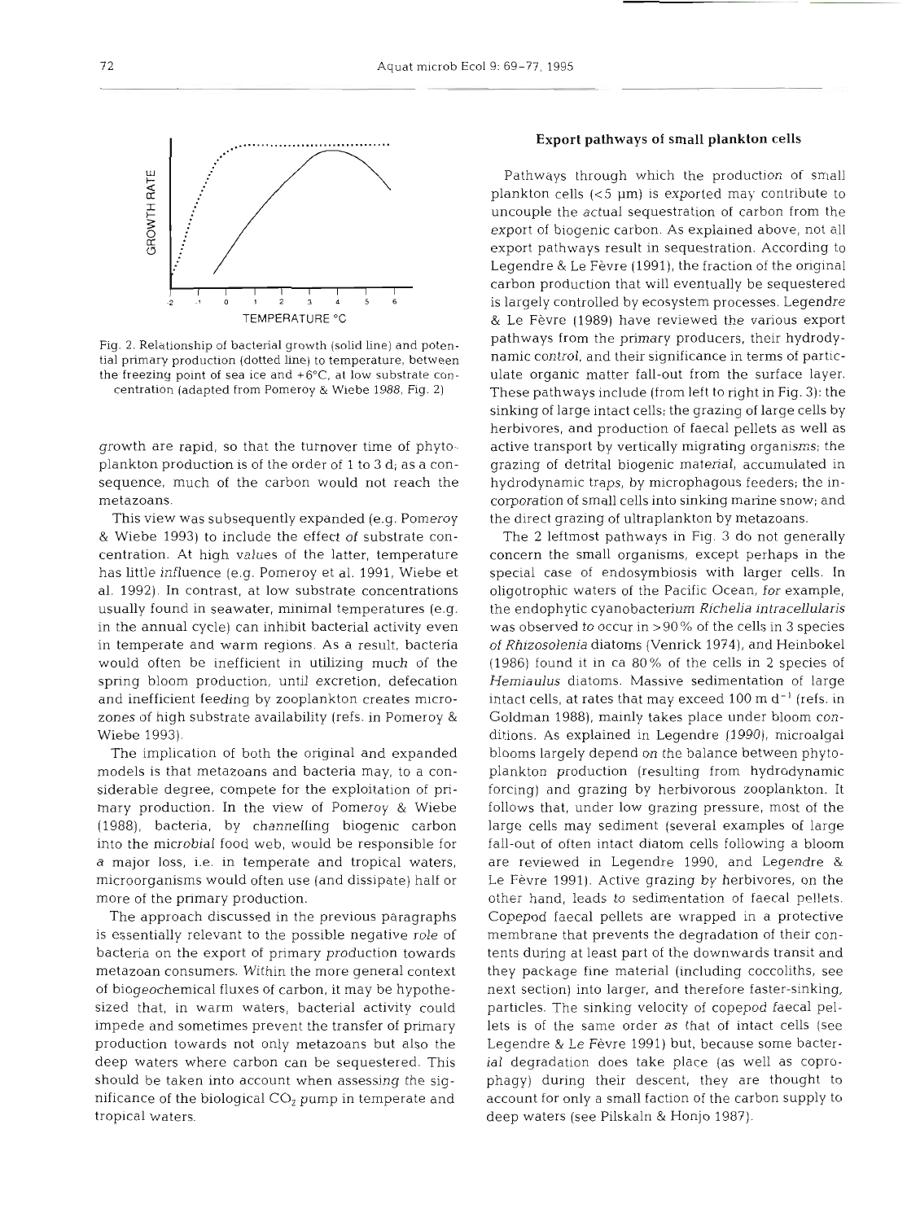Fig. 2. Relationship of bacterial growth (solid line) and potential primary production (dotted line) to temperature, between the freezing point of sea ice and +6°C, at low substrate concentration (adapted from Pomeroy & Wiebe 1988, Fig. 2)

growth are rapid, so that the turnover time of phytoplankton production is of the order of 1 to 3 d; as a consequence, much of the carbon would not reach the metazoans.

This view was subsequently expanded (e.g. Pomeroy & Wiebe 1993) to include the effect of substrate concentration. At high values of the latter, temperature has little influence (e.g. Pomeroy et al. 1991, Wiebe et al. 1992). In contrast, at low substrate concentrations usually found in seawater, minimal temperatures (e.g. in the annual cycle) can inhibit bacterial activity even in temperate and warm regions. As a result, bacteria would often be inefficient in utilizing much of the spring bloom production, until excretion, defecation and inefficient feeding by zooplankton creates microzones of high substrate availability (refs. in Pomeroy & Wiebe 1993).

The implication of both the original and expanded models is that metazoans and bacteria may, to a considerable degree, compete for the exploitation of primary production. In the view of Pomeroy & Wiebe (1988), bacteria, by channelling biogenic carbon into the microbial food web, would be responsible for a major loss, i.e. in temperate and tropical waters, microorganisms would often use (and dissipate) half or more of the primary production.

The approach discussed in the previous paragraphs is essentially relevant to the possible negative role of bacteria on the export of primary production towards metazoan consumers. Within the more general context of biogeochemical fluxes of carbon, it may be hypothesized that, in warm waters, bacterial activity could impede and sometimes prevent the transfer of primary production towards not only metazoans but also the deep waters where carbon can be sequestered. This should be taken into account when assessing the significance of the biological $CO_2$ pump in temperate and tropical waters.

## Export pathways of small plankton cells

Pathways through which the production of small plankton cells (<5 µm) is exported may contribute to uncouple the *actual* sequestration of carbon from the export of biogenic carbon. As explained above, not all export pathways result in sequestration. According to Legendre & Le Fèvre (1991), the fraction of the original carbon production that will eventually be sequestered is largely controlled by ecosystem processes. Legendre & Le Fèvre (1989) have reviewed the various export pathways from the primary producers, their hydrodynamic control, and their significance in terms of particulate organic matter fall-out from the surface layer. These pathways include (from left to right in Fig. 3): the sinking of large intact cells; the grazing of large cells by herbivores, and production of faecal pellets as well as active transport by vertically migrating organisms; the grazing of detrital biogenic material, accumulated in hydrodynamic traps, by microphagous feeders; the incorporation of small cells into sinking marine snow; and the direct grazing of ultraplankton by metazoans.

The 2 leftmost pathways in Fig. 3 do not generally concern the small organisms, except perhaps in the special case of endosymbiosis with larger cells. In oligotrophic waters of the Pacific Ocean, for example, the endophytic cyanobacterium *Richelia intracellularis* was observed to occur in >90% of the cells in 3 species of *Rhizosolenia* diatoms (Venrick 1974), and Heinbokel (1986) found it in ca 80% of the cells in 2 species of *Hemiaulus* diatoms. Massive sedimentation of large intact cells, at rates that may exceed 100 m $d^{-1}$ (refs. in Goldman 1988), mainly takes place under bloom conditions. As explained in Legendre (1990), microalgal blooms largely depend on the balance between phytoplankton production (resulting from hydrodynamic forcing) and grazing by herbivorous zooplankton. It follows that, under low grazing pressure, most of the large cells may sediment (several examples of large fall-out of often intact diatom cells following a bloom are reviewed in Legendre 1990, and Legendre & Le Fèvre 1991). Active grazing by herbivores, on the other hand, leads to sedimentation of faecal pellets. Copepod faecal pellets are wrapped in a protective membrane that prevents the degradation of their contents during at least part of the downwards transit and they package fine material (including coccoliths, see next section) into larger, and therefore faster-sinking, particles. The sinking velocity of copepod faecal pellets is of the same order as that of intact cells (see Legendre & Le Fèvre 1991) but, because some bacterial degradation does take place (as well as coprophagy) during their descent, they are thought to account for only a small faction of the carbon supply to deep waters (see Pilskaln & Honjo 1987).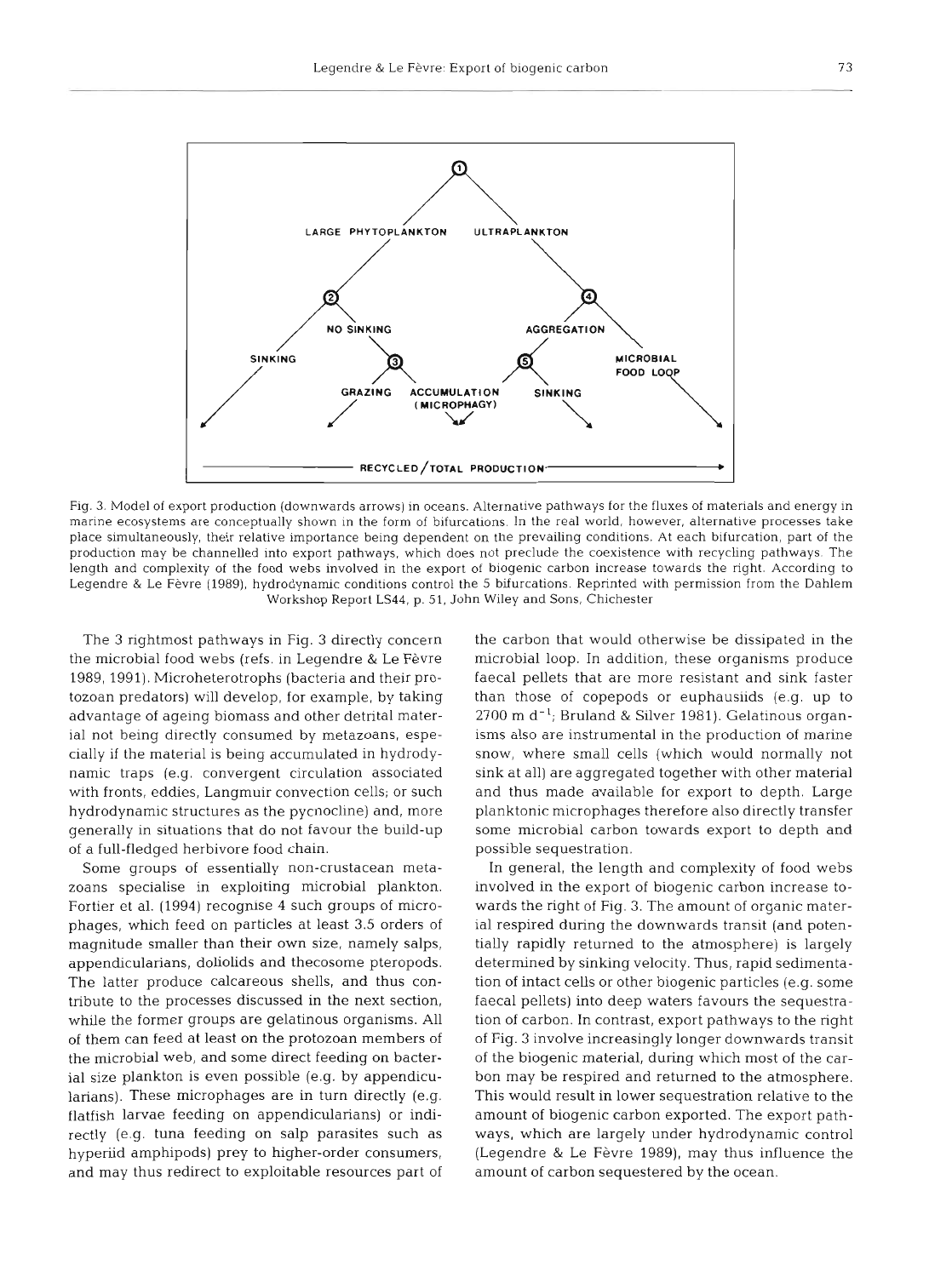Fig. 3. Model of export production (downwards arrows) in oceans. Alternative pathways for the fluxes of materials and energy in marine ecosystems are conceptually shown in the form of bifurcations. In the real world, however, alternative processes take place simultaneously, their relative importance being dependent on the prevailing conditions. At each bifurcation, part of the production may be channelled into export pathways, which does not preclude the coexistence with recycling pathways. The length and complexity of the food webs involved in the export of biogenic carbon increase towards the right. According to Legendre & Le Fèvre (1989), hydrodynamic conditions control the 5 bifurcations. Reprinted with permission from the Dahlem Workshop Report LS44, p. 51, John Wiley and Sons, Chichester

The 3 rightmost pathways in Fig. 3 directly concern the microbial food webs (refs. in Legendre & Le Fèvre 1989, 1991). Microheterotrophs (bacteria and their protozoan predators) will develop, for example, by taking advantage of ageing biomass and other detrital material not being directly consumed by metazoans, especially if the material is being accumulated in hydrodynamic traps (e.g. convergent circulation associated with fronts, eddies, Langmuir convection cells; or such hydrodynamic structures as the pycnocline) and, more generally in situations that do not favour the build-up of a full-fledged herbivore food chain.

Some groups of essentially non-crustacean metazoans specialise in exploiting microbial plankton. Fortier et al. (1994) recognise 4 such groups of microphages, which feed on particles at least 3.5 orders of magnitude smaller than their own size, namely salps, appendicularians, doliolids and thecosome pteropods. The latter produce calcareous shells, and thus contribute to the processes discussed in the next section, while the former groups are gelatinous organisms. All of them can feed at least on the protozoan members of the microbial web, and some direct feeding on bacterial size plankton is even possible (e.g. by appendicularians). These microphages are in turn directly (e.g. flatfish larvae feeding on appendicularians) or indirectly (e.g. tuna feeding on salp parasites such as hyperiid amphipods) prey to higher-order consumers, and may thus redirect to exploitable resources part of the carbon that would otherwise be dissipated in the microbial loop. In addition, these organisms produce faecal pellets that are more resistant and sink faster than those of copepods or euphausiids (e.g. up to 2700 m $d^{-1}$; Bruland & Silver 1981). Gelatinous organisms also are instrumental in the production of marine snow, where small cells (which would normally not sink at all) are aggregated together with other material and thus made available for export to depth. Large planktonic microphages therefore also directly transfer some microbial carbon towards export to depth and possible sequestration.

In general, the length and complexity of food webs involved in the export of biogenic carbon increase towards the right of Fig. 3. The amount of organic material respired during the downwards transit (and potentially rapidly returned to the atmosphere) is largely determined by sinking velocity. Thus, rapid sedimentation of intact cells or other biogenic particles (e.g. some faecal pellets) into deep waters favours the sequestration of carbon. In contrast, export pathways to the right of Fig. 3 involve increasingly longer downwards transit of the biogenic material, during which most of the carbon may be respired and returned to the atmosphere. This would result in lower sequestration relative to the amount of biogenic carbon exported. The export pathways, which are largely under hydrodynamic control (Legendre & Le Fèvre 1989), may thus influence the amount of carbon sequestered by the ocean.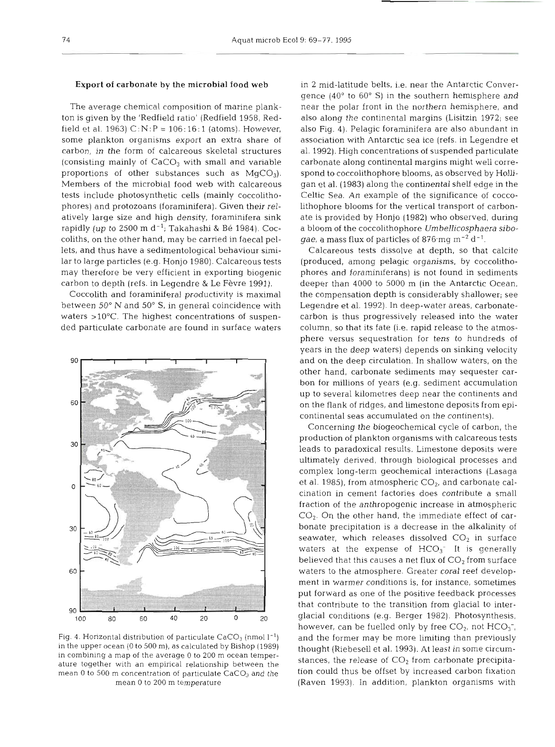## Export of carbonate by the microbial food web

The average chemical composition of marine plankton is given by the 'Redfield ratio' (Redfield 1958, Redfield et al. 1963) C:N:P = 106:16:1 (atoms). However, some plankton organisms export an extra share of carbon, in the form of calcareous skeletal structures (consisting mainly of $CaCO_3$ with small and variable proportions of other substances such as $MgCO_3$). Members of the microbial food web with calcareous tests include photosynthetic cells (mainly coccolithophores) and protozoans (foraminifera). Given their relatively large size and high density, foraminifera sink rapidly (up to 2500 m $d^{-1}$; Takahashi & Bé 1984). Coccoliths, on the other hand, may be carried in faecal pellets, and thus have a sedimentological behaviour similar to large particles (e.g. Honjo 1980). Calcareous tests may therefore be very efficient in exporting biogenic carbon to depth (refs. in Legendre & Le Fèvre 1991).

Coccolith and foraminiferal productivity is maximal between 50° N and 50° S, in general coincidence with waters >10°C. The highest concentrations of suspended particulate carbonate are found in surface waters in 2 mid-latitude belts, i.e. near the Antarctic Convergence (40° to 60° S) in the southern hemisphere and near the polar front in the northern hemisphere, and also along the continental margins (Lisitzin 1972; see also Fig. 4). Pelagic foraminifera are also abundant in association with Antarctic sea ice (refs. in Legendre et al. 1992). High concentrations of suspended particulate carbonate along continental margins might well correspond to coccolithophore blooms, as observed by Holligan et al. (1983) along the continental shelf edge in the Celtic Sea. An example of the significance of coccolithophore blooms for the vertical transport of carbonate is provided by Honjo (1982) who observed, during a bloom of the coccolithophore *Umbellicosphaera sibogae*, a mass flux of particles of 876 mg $m^{-2}$ $d^{-1}$.

Fig. 4. Horizontal distribution of particulate $CaCO_3$ (nmol $l^{-1}$) in the upper ocean (0 to 500 m), as calculated by Bishop (1989) in combining a map of the average 0 to 200 m ocean temperature together with an empirical relationship between the mean 0 to 500 m concentration of particulate $CaCO_3$ and the mean 0 to 200 m temperature

Calcareous tests dissolve at depth, so that calcite (produced, among pelagic organisms, by coccolithophores and foraminiferans) is not found in sediments deeper than 4000 to 5000 m (in the Antarctic Ocean, the compensation depth is considerably shallower; see Legendre et al. 1992). In deep-water areas, carbonate-carbon is thus progressively released into the water column, so that its fate (i.e. rapid release to the atmosphere versus sequestration for tens to hundreds of years in the deep waters) depends on sinking velocity and on the deep circulation. In shallow waters, on the other hand, carbonate sediments may sequester carbon for millions of years (e.g. sediment accumulation up to several kilometres deep near the continents and on the flank of ridges, and limestone deposits from epicontinental seas accumulated on the continents).

Concerning the biogeochemical cycle of carbon, the production of plankton organisms with calcareous tests leads to paradoxical results. Limestone deposits were ultimately derived, through biological processes and complex long-term geochemical interactions (Lasaga et al. 1985), from atmospheric $CO_2$, and carbonate calcination in cement factories does contribute a small fraction of the anthropogenic increase in atmospheric $CO_2$. On the other hand, the immediate effect of carbonate precipitation is a decrease in the alkalinity of seawater, which releases dissolved $CO_2$ in surface waters at the expense of $HCO_3^-$. It is generally believed that this causes a net flux of $CO_2$ from surface waters to the atmosphere. Greater coral reef development in warmer conditions is, for instance, sometimes put forward as one of the positive feedback processes that contribute to the transition from glacial to interglacial conditions (e.g. Berger 1982). Photosynthesis, however, can be fuelled only by free $CO_2$, not $HCO_3^-$, and the former may be more limiting than previously thought (Riebesell et al. 1993). At least in some circumstances, the release of $CO_2$ from carbonate precipitation could thus be offset by increased carbon fixation (Raven 1993). In addition, plankton organisms with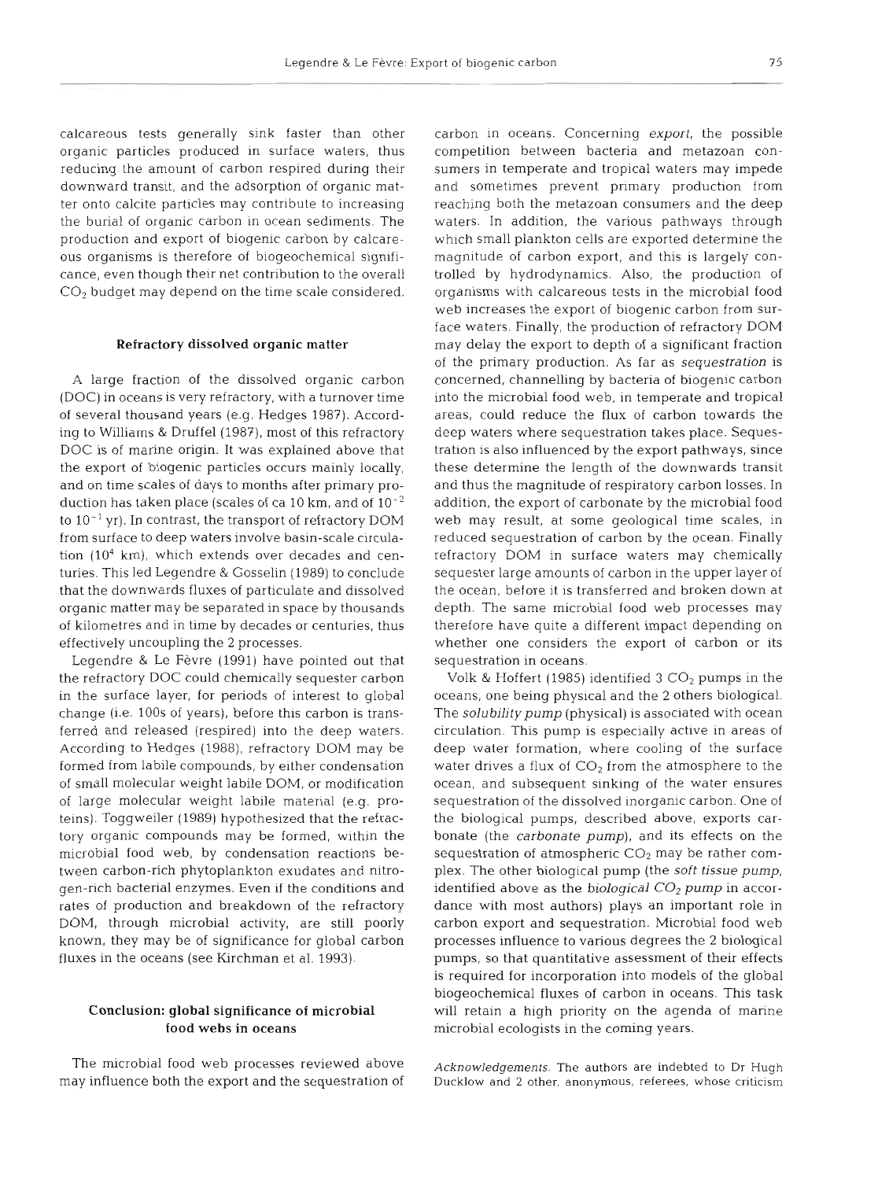calcareous tests generally sink faster than other organic particles produced in surface waters, thus reducing the amount of carbon respired during their downward transit, and the adsorption of organic matter onto calcite particles may contribute to increasing the burial of organic carbon in ocean sediments. The production and export of biogenic carbon by calcareous organisms is therefore of biogeochemical significance, even though their net contribution to the overall $CO_2$ budget may depend on the time scale considered.

### Refractory dissolved organic matter

A large fraction of the dissolved organic carbon (DOC) in oceans is very refractory, with a turnover time of several thousand years (e.g. Hedges 1987). According to Williams & Druffel (1987), most of this refractory DOC is of marine origin. It was explained above that the export of biogenic particles occurs mainly locally, and on time scales of days to months after primary production has taken place (scales of ca 10 km, and of $10^{-2}$ to $10^{-1}$ yr). In contrast, the transport of refractory DOM from surface to deep waters involve basin-scale circulation ($10^4$ km), which extends over decades and centuries. This led Legendre & Gosselin (1989) to conclude that the downwards fluxes of particulate and dissolved organic matter may be separated in space by thousands of kilometres and in time by decades or centuries, thus effectively uncoupling the 2 processes.

Legendre & Le Fèvre (1991) have pointed out that the refractory DOC could chemically sequester carbon in the surface layer, for periods of interest to global change (i.e. 100s of years), before this carbon is transferred and released (respired) into the deep waters. According to Hedges (1988), refractory DOM may be formed from labile compounds, by either condensation of small molecular weight labile DOM, or modification of large molecular weight labile material (e.g. proteins). Toggweiler (1989) hypothesized that the refractory organic compounds may be formed, within the microbial food web, by condensation reactions between carbon-rich phytoplankton exudates and nitrogen-rich bacterial enzymes. Even if the conditions and rates of production and breakdown of the refractory DOM, through microbial activity, are still poorly known, they may be of significance for global carbon fluxes in the oceans (see Kirchman et al. 1993).

### Conclusion: global significance of microbial food webs in oceans

The microbial food web processes reviewed above may influence both the export and the sequestration of carbon in oceans. Concerning *export*, the possible competition between bacteria and metazoan consumers in temperate and tropical waters may impede and sometimes prevent primary production from reaching both the metazoan consumers and the deep waters. In addition, the various pathways through which small plankton cells are exported determine the magnitude of carbon export, and this is largely controlled by hydrodynamics. Also, the production of organisms with calcareous tests in the microbial food web increases the export of biogenic carbon from surface waters. Finally, the production of refractory DOM may delay the export to depth of a significant fraction of the primary production. As far as *sequestration* is concerned, channelling by bacteria of biogenic carbon into the microbial food web, in temperate and tropical areas, could reduce the flux of carbon towards the deep waters where sequestration takes place. Sequestration is also influenced by the export pathways, since these determine the length of the downwards transit and thus the magnitude of respiratory carbon losses. In addition, the export of carbonate by the microbial food web may result, at some geological time scales, in reduced sequestration of carbon by the ocean. Finally refractory DOM in surface waters may chemically sequester large amounts of carbon in the upper layer of the ocean, before it is transferred and broken down at depth. The same microbial food web processes may therefore have quite a different impact depending on whether one considers the export of carbon or its sequestration in oceans.

Volk & Hoffert (1985) identified 3 $CO_2$ pumps in the oceans, one being physical and the 2 others biological. The *solubility pump* (physical) is associated with ocean circulation. This pump is especially active in areas of deep water formation, where cooling of the surface water drives a flux of $CO_2$ from the atmosphere to the ocean, and subsequent sinking of the water ensures sequestration of the dissolved inorganic carbon. One of the biological pumps, described above, exports carbonate (the *carbonate pump*), and its effects on the sequestration of atmospheric $CO_2$ may be rather complex. The other biological pump (the *soft tissue pump*, identified above as the *biological $CO_2$ pump* in accordance with most authors) plays an important role in carbon export and sequestration. Microbial food web processes influence to various degrees the 2 biological pumps, so that quantitative assessment of their effects is required for incorporation into models of the global biogeochemical fluxes of carbon in oceans. This task will retain a high priority on the agenda of marine microbial ecologists in the coming years.

*Acknowledgements.* The authors are indebted to Dr Hugh Ducklow and 2 other, anonymous, referees, whose criticism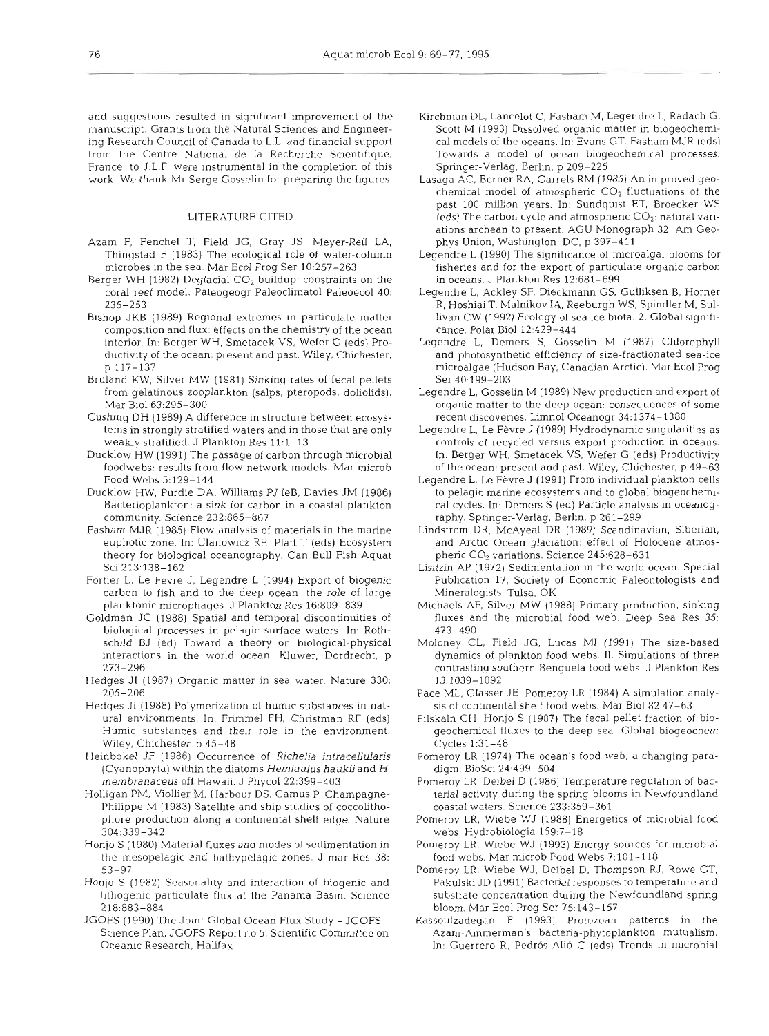and suggestions resulted in significant improvement of the manuscript. Grants from the Natural Sciences and Engineering Research Council of Canada to L.L. and financial support from the Centre National de la Recherche Scientifique, France, to J.L.F. were instrumental in the completion of this work. We thank Mr Serge Gosselin for preparing the figures.

## LITERATURE CITED

Azam F, Fenchel T, Field JG, Gray JS, Meyer-Reil LA, Thingstad F (1983) The ecological role of water-column microbes in the sea. Mar Ecol Prog Ser 10:257–263

Berger WH (1982) Deglacial $CO_2$ buildup: constraints on the coral reef model. Paleogeogr Paleoclimatol Paleoecol 40: 235–253

Bishop JKB (1989) Regional extremes in particulate matter composition and flux: effects on the chemistry of the ocean interior. In: Berger WH, Smetacek VS, Wefer G (eds) Productivity of the ocean: present and past. Wiley, Chichester, p 117–137

Bruland KW, Silver MW (1981) Sinking rates of fecal pellets from gelatinous zooplankton (salps, pteropods, doliolids). Mar Biol 63:295–300

Cushing DH (1989) A difference in structure between ecosystems in strongly stratified waters and in those that are only weakly stratified. J Plankton Res 11:1–13

Ducklow HW (1991) The passage of carbon through microbial foodwebs: results from flow network models. Mar microb Food Webs 5:129–144

Ducklow HW, Purdie DA, Williams PJ leB, Davies JM (1986) Bacterioplankton: a sink for carbon in a coastal plankton community. Science 232:865–867

Fasham MJR (1985) Flow analysis of materials in the marine euphotic zone. In: Ulanowicz RE, Platt T (eds) Ecosystem theory for biological oceanography. Can Bull Fish Aquat Sci 213:138–162

Fortier L, Le Fèvre J, Legendre L (1994) Export of biogenic carbon to fish and to the deep ocean: the role of large planktonic microphages. J Plankton Res 16:809–839

Goldman JC (1988) Spatial and temporal discontinuities of biological processes in pelagic surface waters. In: Rothschild BJ (ed) Toward a theory on biological-physical interactions in the world ocean. Kluwer, Dordrecht, p 273–296

Hedges JI (1987) Organic matter in sea water. Nature 330: 205–206

Hedges JI (1988) Polymerization of humic substances in natural environments. In: Frimmel FH, Christman RF (eds) Humic substances and their role in the environment. Wiley, Chichester, p 45–48

Heinbokel JF (1986) Occurrence of *Richelia intracellularis* (Cyanophyta) within the diatoms *Hemiaulus haukii* and *H. membranaceus* off Hawaii. J Phycol 22:399–403

Holligan PM, Viollier M, Harbour DS, Camus P, Champagne-Philippe M (1983) Satellite and ship studies of coccolithophore production along a continental shelf edge. Nature 304:339–342

Honjo S (1980) Material fluxes and modes of sedimentation in the mesopelagic and bathypelagic zones. J mar Res 38: 53–97

Honjo S (1982) Seasonality and interaction of biogenic and lithogenic particulate flux at the Panama Basin. Science 218:883–884

JGOFS (1990) The Joint Global Ocean Flux Study - JGOFS - Science Plan, JGOFS Report no 5. Scientific Committee on Oceanic Research, Halifax

Kirchman DL, Lancelot C, Fasham M, Legendre L, Radach G, Scott M (1993) Dissolved organic matter in biogeochemical models of the oceans. In: Evans GT, Fasham MJR (eds) Towards a model of ocean biogeochemical processes. Springer-Verlag, Berlin, p 209–225

Lasaga AC, Berner RA, Garrels RM (1985) An improved geochemical model of atmospheric $CO_2$ fluctuations of the past 100 million years. In: Sundquist ET, Broecker WS (eds) The carbon cycle and atmospheric $CO_2$: natural variations archean to present. AGU Monograph 32, Am Geophys Union, Washington, DC, p 397–411

Legendre L (1990) The significance of microalgal blooms for fisheries and for the export of particulate organic carbon in oceans. J Plankton Res 12:681–699

Legendre L, Ackley SF, Dieckmann GS, Gulliksen B, Horner R, Hoshiai T, Malnikov IA, Reeburgh WS, Spindler M, Sullivan CW (1992) Ecology of sea ice biota. 2. Global significance. Polar Biol 12:429–444

Legendre L, Demers S, Gosselin M (1987) Chlorophyll and photosynthetic efficiency of size-fractionated sea-ice microalgae (Hudson Bay, Canadian Arctic). Mar Ecol Prog Ser 40:199–203

Legendre L, Gosselin M (1989) New production and export of organic matter to the deep ocean: consequences of some recent discoveries. Limnol Oceanogr 34:1374–1380

Legendre L, Le Fèvre J (1989) Hydrodynamic singularities as controls of recycled versus export production in oceans. In: Berger WH, Smetacek VS, Wefer G (eds) Productivity of the ocean: present and past. Wiley, Chichester, p 49–63

Legendre L, Le Fèvre J (1991) From individual plankton cells to pelagic marine ecosystems and to global biogeochemical cycles. In: Demers S (ed) Particle analysis in oceanography. Springer-Verlag, Berlin, p 261–299

Lindstrom DR, McAyeal DR (1989) Scandinavian, Siberian, and Arctic Ocean glaciation: effect of Holocene atmospheric $CO_2$ variations. Science 245:628–631

Lisitzin AP (1972) Sedimentation in the world ocean. Special Publication 17, Society of Economic Paleontologists and Mineralogists, Tulsa, OK

Michaels AF, Silver MW (1988) Primary production, sinking fluxes and the microbial food web. Deep Sea Res 35: 473–490

Moloney CL, Field JG, Lucas MI (1991) The size-based dynamics of plankton food webs. II. Simulations of three contrasting southern Benguela food webs. J Plankton Res 13:1039–1092

Pace ML, Glasser JE, Pomeroy LR (1984) A simulation analysis of continental shelf food webs. Mar Biol 82:47–63

Pilskaln CH, Honjo S (1987) The fecal pellet fraction of biogeochemical fluxes to the deep sea. Global biogeochem Cycles 1:31–48

Pomeroy LR (1974) The ocean's food web, a changing paradigm. BioSci 24:499–504

Pomeroy LR, Deibel D (1986) Temperature regulation of bacterial activity during the spring blooms in Newfoundland coastal waters. Science 233:359–361

Pomeroy LR, Wiebe WJ (1988) Energetics of microbial food webs. Hydrobiologia 159:7–18

Pomeroy LR, Wiebe WJ (1993) Energy sources for microbial food webs. Mar microb Food Webs 7:101–118

Pomeroy LR, Wiebe WJ, Deibel D, Thompson RJ, Rowe GT, Pakulski JD (1991) Bacterial responses to temperature and substrate concentration during the Newfoundland spring bloom. Mar Ecol Prog Ser 75:143–157

Rassoulzadegan F (1993) Protozoan patterns in the Azam-Ammerman's bacteria-phytoplankton mutualism. In: Guerrero R, Pedrós-Alió C (eds) Trends in microbial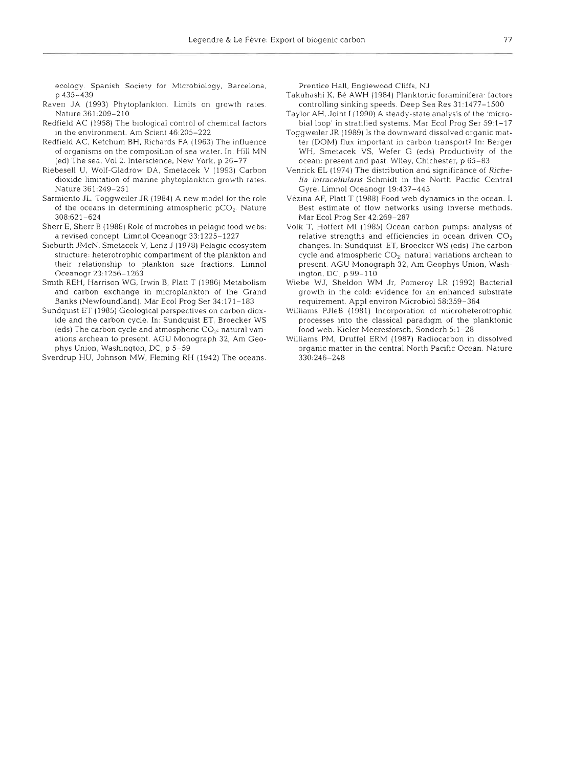ecology. Spanish Society for Microbiology, Barcelona, p 435–439

Raven JA (1993) Phytoplankton. Limits on growth rates. Nature 361:209–210

Redfield AC (1958) The biological control of chemical factors in the environment. Am Scient 46:205–222

Redfield AC, Ketchum BH, Richards FA (1963) The influence of organisms on the composition of sea water. In: Hill MN (ed) The sea, Vol 2. Interscience, New York, p 26–77

Riebesell U, Wolf-Gladrow DA, Smetacek V (1993) Carbon dioxide limitation of marine phytoplankton growth rates. Nature 361:249–251

Sarmiento JL, Toggweiler JR (1984) A new model for the role of the oceans in determining atmospheric $pCO_2$. Nature 308:621–624

Sherr E, Sherr B (1988) Role of microbes in pelagic food webs: a revised concept. Limnol Oceanogr 33:1225–1227

Sieburth JMcN, Smetacek V, Lenz J (1978) Pelagic ecosystem structure: heterotrophic compartment of the plankton and their relationship to plankton size fractions. Limnol Oceanogr 23:1256–1263

Smith REH, Harrison WG, Irwin B, Platt T (1986) Metabolism and carbon exchange in microplankton of the Grand Banks (Newfoundland). Mar Ecol Prog Ser 34:171–183

Sundquist ET (1985) Geological perspectives on carbon dioxide and the carbon cycle. In: Sundquist ET, Broecker WS (eds) The carbon cycle and atmospheric $CO_2$: natural variations archean to present. AGU Monograph 32, Am Geophys Union, Washington, DC, p 5–59

Sverdrup HU, Johnson MW, Fleming RH (1942) The oceans. Prentice Hall, Englewood Cliffs, NJ

Takahashi K, Bé AWH (1984) Planktonic foraminifera: factors controlling sinking speeds. Deep Sea Res 31:1477–1500

Taylor AH, Joint I (1990) A steady-state analysis of the 'microbial loop' in stratified systems. Mar Ecol Prog Ser 59:1–17

Toggweiler JR (1989) Is the downward dissolved organic matter (DOM) flux important in carbon transport? In: Berger WH, Smetacek VS, Wefer G (eds) Productivity of the ocean: present and past. Wiley, Chichester, p 65–83

Venrick EL (1974) The distribution and significance of *Richelia intracellularis* Schmidt in the North Pacific Central Gyre. Limnol Oceanogr 19:437–445

Vézina AF, Platt T (1988) Food web dynamics in the ocean. I. Best estimate of flow networks using inverse methods. Mar Ecol Prog Ser 42:269–287

Volk T, Hoffert MI (1985) Ocean carbon pumps: analysis of relative strengths and efficiencies in ocean driven $CO_2$ changes. In: Sundquist ET, Broecker WS (eds) The carbon cycle and atmospheric $CO_2$: natural variations archean to present. AGU Monograph 32, Am Geophys Union, Washington, DC, p 99–110

Wiebe WJ, Sheldon WM Jr, Pomeroy LR (1992) Bacterial growth in the cold: evidence for an enhanced substrate requirement. Appl environ Microbiol 58:359–364

Williams PJleB (1981) Incorporation of microheterotrophic processes into the classical paradigm of the planktonic food web. Kieler Meeresforsch, Sonderh 5:1–28

Williams PM, Druffel ERM (1987) Radiocarbon in dissolved organic matter in the central North Pacific Ocean. Nature 330:246–248